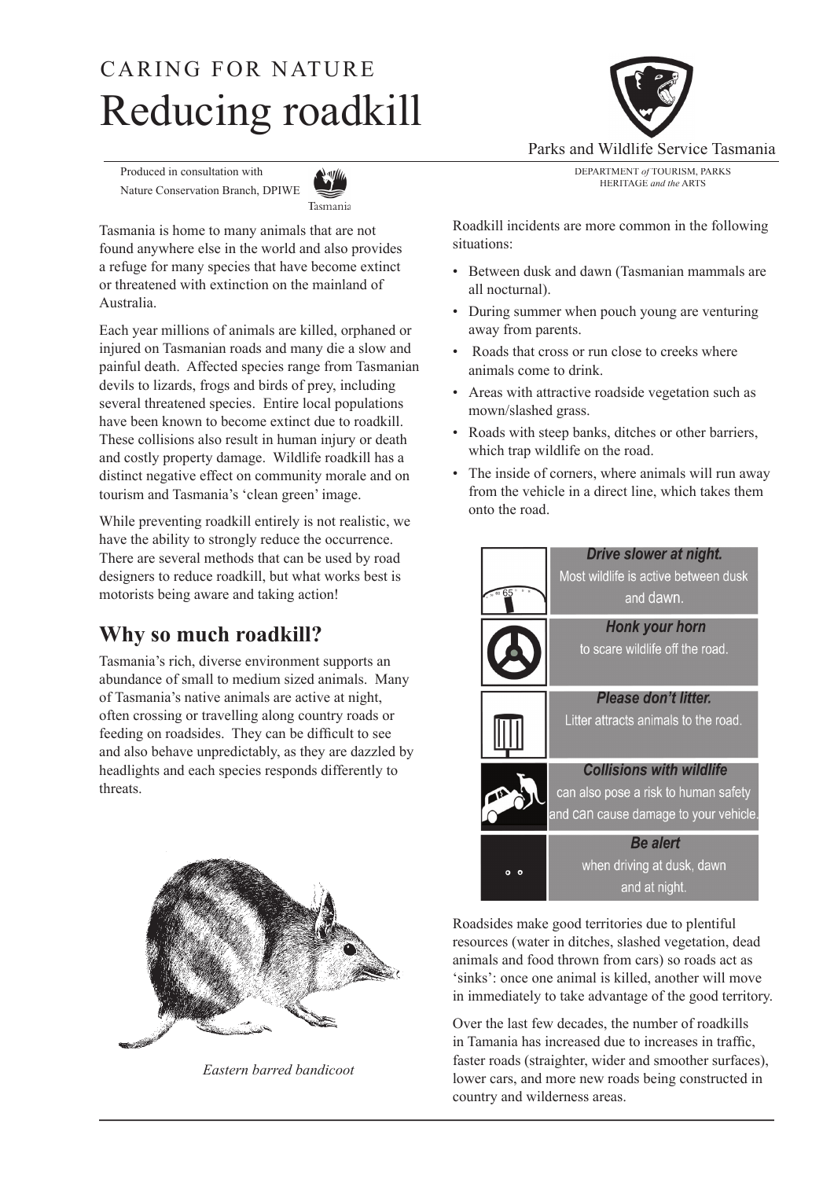CARING FOR NATURE

# Reducing roadkill

Parks and Wildlife Service Tasmania

DEPARTMENT *of* TOURISM, PARKS HERITAGE *and the* ARTS

Produced in consultation with Nature Conservation Branch, DPIWE

Tasmania is home to many animals that are not found anywhere else in the world and also provides a refuge for many species that have become extinct or threatened with extinction on the mainland of Australia.

Each year millions of animals are killed, orphaned or injured on Tasmanian roads and many die a slow and painful death. Affected species range from Tasmanian devils to lizards, frogs and birds of prey, including several threatened species. Entire local populations have been known to become extinct due to roadkill. These collisions also result in human injury or death and costly property damage. Wildlife roadkill has a distinct negative effect on community morale and on tourism and Tasmania's 'clean green' image.

While preventing roadkill entirely is not realistic, we have the ability to strongly reduce the occurrence. There are several methods that can be used by road designers to reduce roadkill, but what works best is motorists being aware and taking action!

## Why so much roadkill?

Tasmania's rich, diverse environment supports an abundance of small to medium sized animals. Many of Tasmania's native animals are active at night, often crossing or travelling along country roads or feeding on roadsides. They can be difficult to see and also behave unpredictably, as they are dazzled by headlights and each species responds differently to threats.

*Eastern barred bandicoot*

Roadkill incidents are more common in the following situations:

- Between dusk and dawn (Tasmanian mammals are all nocturnal).
- During summer when pouch young are venturing away from parents.
- Roads that cross or run close to creeks where animals come to drink.
- Areas with attractive roadside vegetation such as mown/slashed grass.
- Roads with steep banks, ditches or other barriers, which trap wildlife on the road.
- The inside of corners, where animals will run away from the vehicle in a direct line, which takes them onto the road.

***Drive slower at night.*** Most wildlife is active between dusk and dawn.

***Honk your horn*** to scare wildlife off the road.

***Please don't litter.*** Litter attracts animals to the road.

***Collisions with wildlife*** can also pose a risk to human safety and can cause damage to your vehicle.

***Be alert*** when driving at dusk, dawn and at night.

Roadsides make good territories due to plentiful resources (water in ditches, slashed vegetation, dead animals and food thrown from cars) so roads act as 'sinks': once one animal is killed, another will move in immediately to take advantage of the good territory.

Over the last few decades, the number of roadkills in Tamania has increased due to increases in traffic, faster roads (straighter, wider and smoother surfaces), lower cars, and more new roads being constructed in country and wilderness areas.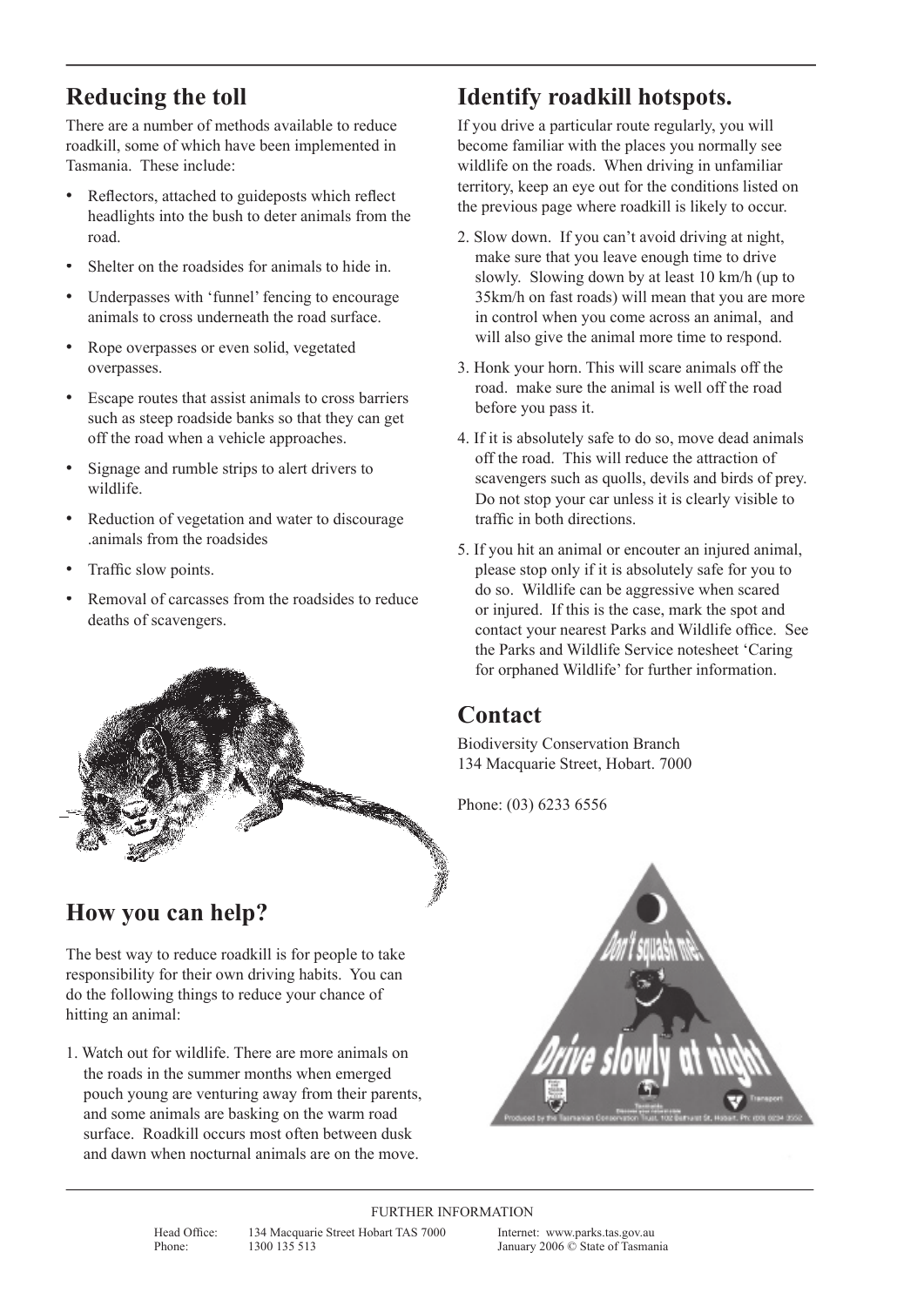## Reducing the toll

There are a number of methods available to reduce roadkill, some of which have been implemented in Tasmania. These include:

- Reflectors, attached to guideposts which reflect headlights into the bush to deter animals from the road.
- Shelter on the roadsides for animals to hide in.
- Underpasses with 'funnel' fencing to encourage animals to cross underneath the road surface.
- Rope overpasses or even solid, vegetated overpasses.
- Escape routes that assist animals to cross barriers such as steep roadside banks so that they can get off the road when a vehicle approaches.
- Signage and rumble strips to alert drivers to wildlife.
- Reduction of vegetation and water to discourage .animals from the roadsides
- Traffic slow points.
- Removal of carcasses from the roadsides to reduce deaths of scavengers.

## How you can help?

The best way to reduce roadkill is for people to take responsibility for their own driving habits. You can do the following things to reduce your chance of hitting an animal:

1. Watch out for wildlife. There are more animals on the roads in the summer months when emerged pouch young are venturing away from their parents, and some animals are basking on the warm road surface. Roadkill occurs most often between dusk and dawn when nocturnal animals are on the move.

## Identify roadkill hotspots.

If you drive a particular route regularly, you will become familiar with the places you normally see wildlife on the roads. When driving in unfamiliar territory, keep an eye out for the conditions listed on the previous page where roadkill is likely to occur.

2. Slow down. If you can't avoid driving at night, make sure that you leave enough time to drive slowly. Slowing down by at least 10 km/h (up to 35km/h on fast roads) will mean that you are more in control when you come across an animal, and will also give the animal more time to respond.
3. Honk your horn. This will scare animals off the road. make sure the animal is well off the road before you pass it.
4. If it is absolutely safe to do so, move dead animals off the road. This will reduce the attraction of scavengers such as quolls, devils and birds of prey. Do not stop your car unless it is clearly visible to traffic in both directions.
5. If you hit an animal or encouter an injured animal, please stop only if it is absolutely safe for you to do so. Wildlife can be aggressive when scared or injured. If this is the case, mark the spot and contact your nearest Parks and Wildlife office. See the Parks and Wildlife Service notesheet 'Caring for orphaned Wildlife' for further information.

## Contact

Biodiversity Conservation Branch
134 Macquarie Street, Hobart. 7000

Phone: (03) 6233 6556

FURTHER INFORMATION

Head Office: 134 Macquarie Street Hobart TAS 7000
Phone: 1300 135 513
Internet: www.parks.tas.gov.au
January 2006 © State of Tasmania